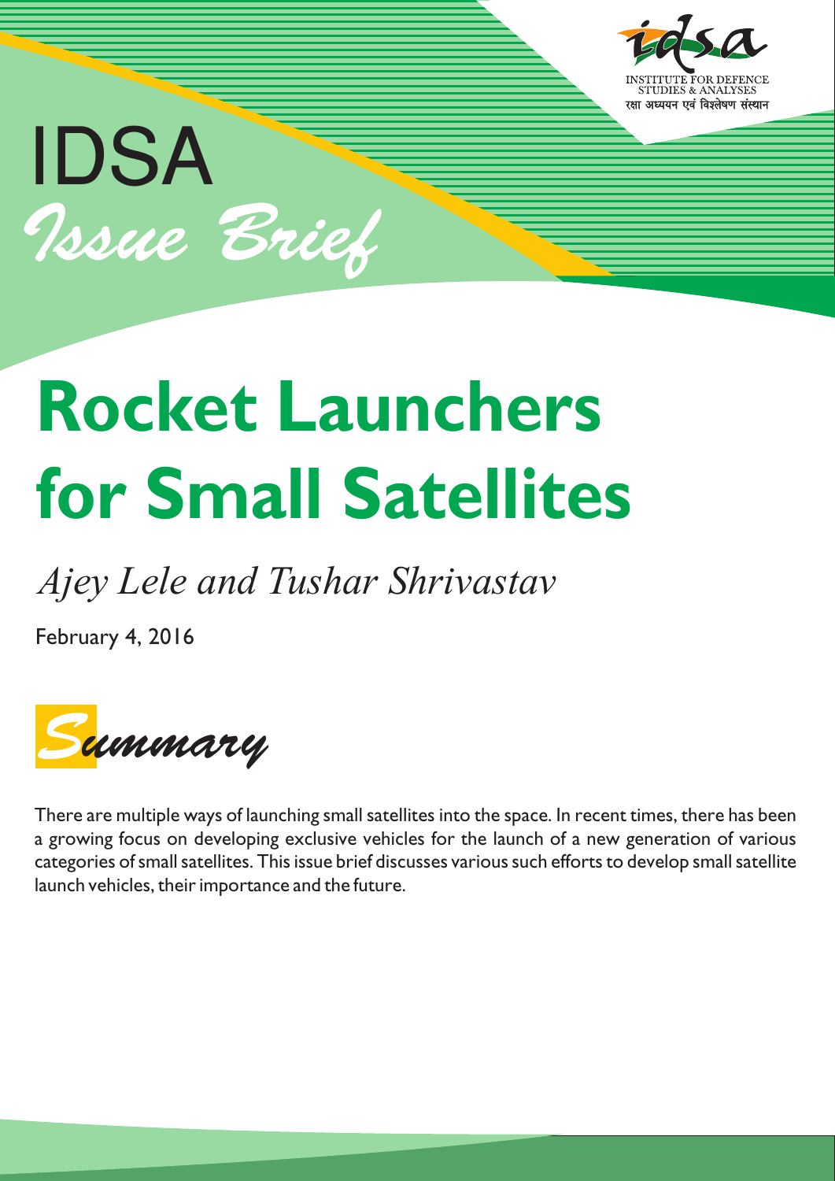INSTITUTE FOR DEFENCE STUDIES & ANALYSES

रक्षा अध्ययन एवं विश्लेषण संस्थान

IDSA

*Issue Brief*

# Rocket Launchers for Small Satellites

*Ajey Lele and Tushar Shrivastav*

February 4, 2016

## *Summary*

There are multiple ways of launching small satellites into the space. In recent times, there has been a growing focus on developing exclusive vehicles for the launch of a new generation of various categories of small satellites. This issue brief discusses various such efforts to develop small satellite launch vehicles, their importance and the future.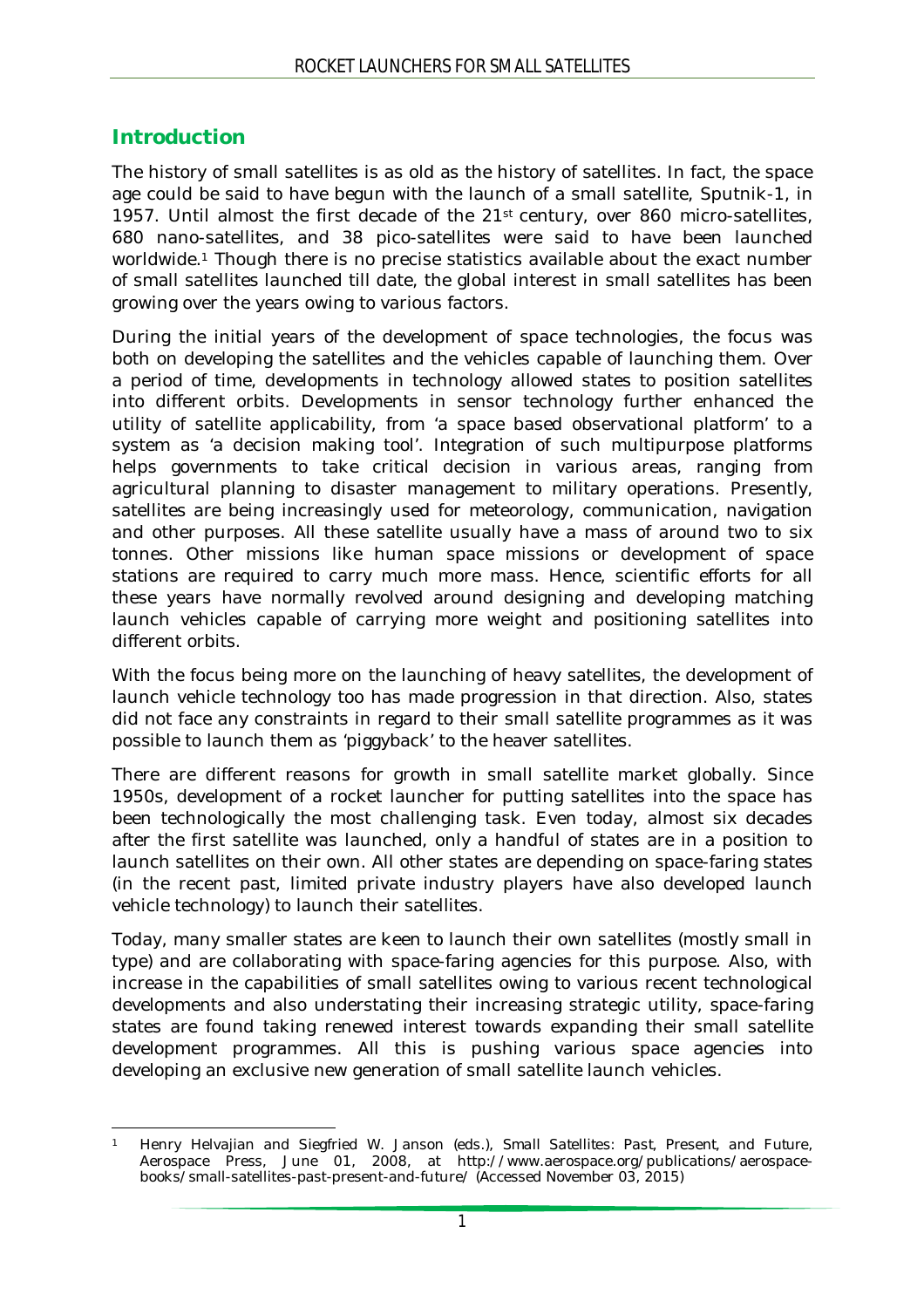## Introduction

The history of small satellites is as old as the history of satellites. In fact, the space age could be said to have begun with the launch of a small satellite, Sputnik-1, in 1957. Until almost the first decade of the 21st century, over 860 micro-satellites, 680 nano-satellites, and 38 pico-satellites were said to have been launched worldwide.[1] Though there is no precise statistics available about the exact number of small satellites launched till date, the global interest in small satellites has been growing over the years owing to various factors.

During the initial years of the development of space technologies, the focus was both on developing the satellites and the vehicles capable of launching them. Over a period of time, developments in technology allowed states to position satellites into different orbits. Developments in sensor technology further enhanced the utility of satellite applicability, from 'a space based observational platform' to a system as 'a decision making tool'. Integration of such multipurpose platforms helps governments to take critical decision in various areas, ranging from agricultural planning to disaster management to military operations. Presently, satellites are being increasingly used for meteorology, communication, navigation and other purposes. All these satellite usually have a mass of around two to six tonnes. Other missions like human space missions or development of space stations are required to carry much more mass. Hence, scientific efforts for all these years have normally revolved around designing and developing matching launch vehicles capable of carrying more weight and positioning satellites into different orbits.

With the focus being more on the launching of heavy satellites, the development of launch vehicle technology too has made progression in that direction. Also, states did not face any constraints in regard to their small satellite programmes as it was possible to launch them as 'piggyback' to the heaver satellites.

There are different reasons for growth in small satellite market globally. Since 1950s, development of a rocket launcher for putting satellites into the space has been technologically the most challenging task. Even today, almost six decades after the first satellite was launched, only a handful of states are in a position to launch satellites on their own. All other states are depending on space-faring states (in the recent past, limited private industry players have also developed launch vehicle technology) to launch their satellites.

Today, many smaller states are keen to launch their own satellites (mostly small in type) and are collaborating with space-faring agencies for this purpose. Also, with increase in the capabilities of small satellites owing to various recent technological developments and also understating their increasing strategic utility, space-faring states are found taking renewed interest towards expanding their small satellite development programmes. All this is pushing various space agencies into developing an exclusive new generation of small satellite launch vehicles.

---

[1] Henry Helvajian and Siegfried W. Janson (eds.), *Small Satellites: Past, Present, and Future*, Aerospace Press, June 01, 2008, at http://www.aerospace.org/publications/aerospace-books/small-satellites-past-present-and-future/ (Accessed November 03, 2015)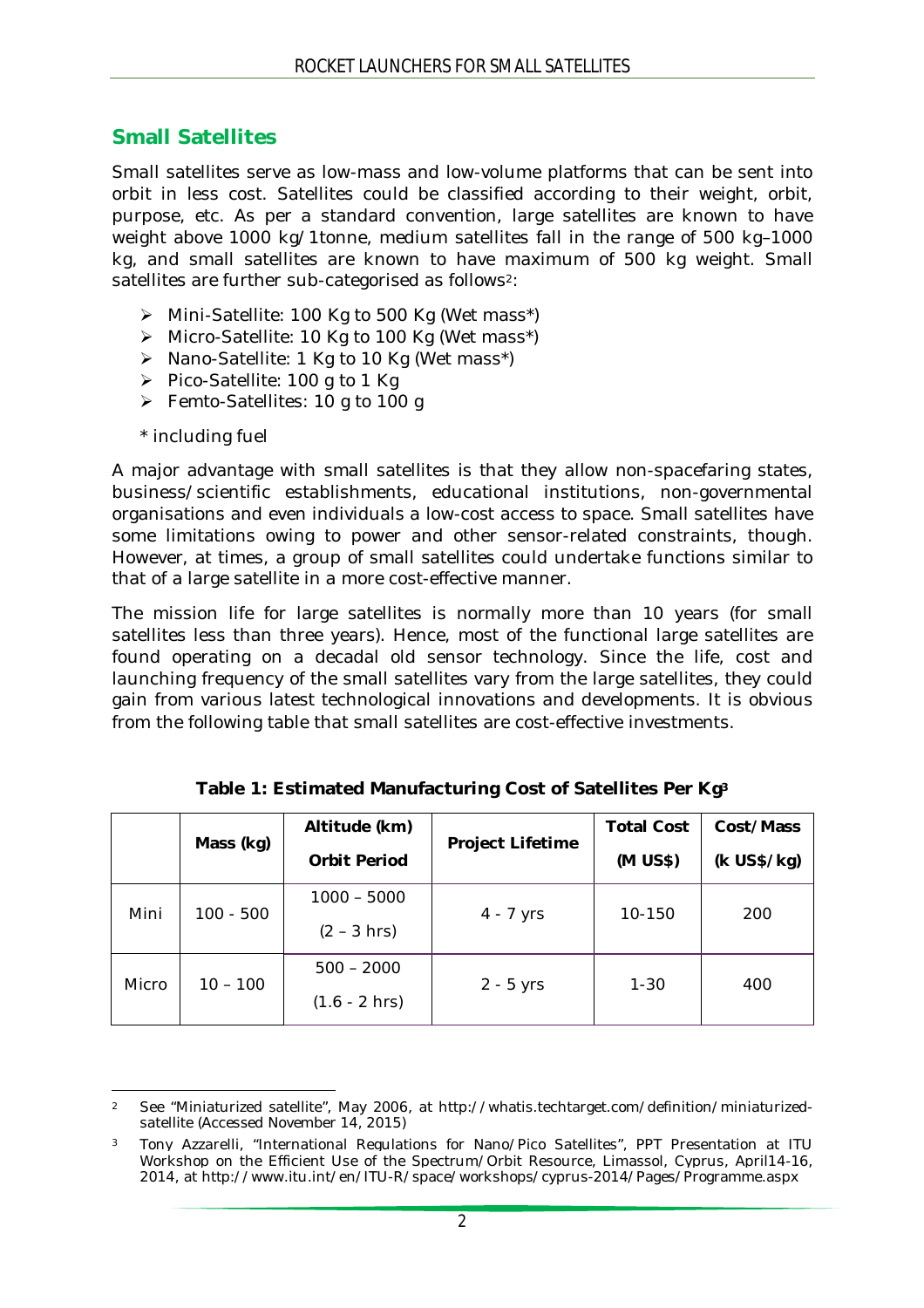## Small Satellites

Small satellites serve as low-mass and low-volume platforms that can be sent into orbit in less cost. Satellites could be classified according to their weight, orbit, purpose, etc. As per a standard convention, large satellites are known to have weight above 1000 kg/1tonne, medium satellites fall in the range of 500 kg–1000 kg, and small satellites are known to have maximum of 500 kg weight. Small satellites are further sub-categorised as follows[2]:

- Mini-Satellite: 100 Kg to 500 Kg (Wet mass*)
- Micro-Satellite: 10 Kg to 100 Kg (Wet mass*)
- Nano-Satellite: 1 Kg to 10 Kg (Wet mass*)
- Pico-Satellite: 100 g to 1 Kg
- Femto-Satellites: 10 g to 100 g

\* including fuel

A major advantage with small satellites is that they allow non-spacefaring states, business/scientific establishments, educational institutions, non-governmental organisations and even individuals a low-cost access to space. Small satellites have some limitations owing to power and other sensor-related constraints, though. However, at times, a group of small satellites could undertake functions similar to that of a large satellite in a more cost-effective manner.

The mission life for large satellites is normally more than 10 years (for small satellites less than three years). Hence, most of the functional large satellites are found operating on a decadal old sensor technology. Since the life, cost and launching frequency of the small satellites vary from the large satellites, they could gain from various latest technological innovations and developments. It is obvious from the following table that small satellites are cost-effective investments.

**Table 1: Estimated Manufacturing Cost of Satellites Per Kg[3]**

| | Mass (kg) | Altitude (km) Orbit Period | Project Lifetime | Total Cost (M US$) | Cost/Mass (k US$/kg) |
|---|---|---|---|---|---|
| Mini | 100 - 500 | 1000 – 5000 (2 – 3 hrs) | 4 - 7 yrs | 10-150 | 200 |
| Micro | 10 – 100 | 500 – 2000 (1.6 - 2 hrs) | 2 - 5 yrs | 1-30 | 400 |

---

[2] See "Miniaturized satellite", May 2006, at http://whatis.techtarget.com/definition/miniaturized-satellite (Accessed November 14, 2015)

[3] Tony Azzarelli, "International Regulations for Nano/Pico Satellites", PPT Presentation at ITU Workshop on the Efficient Use of the Spectrum/Orbit Resource, Limassol, Cyprus, April14-16, 2014, at http://www.itu.int/en/ITU-R/space/workshops/cyprus-2014/Pages/Programme.aspx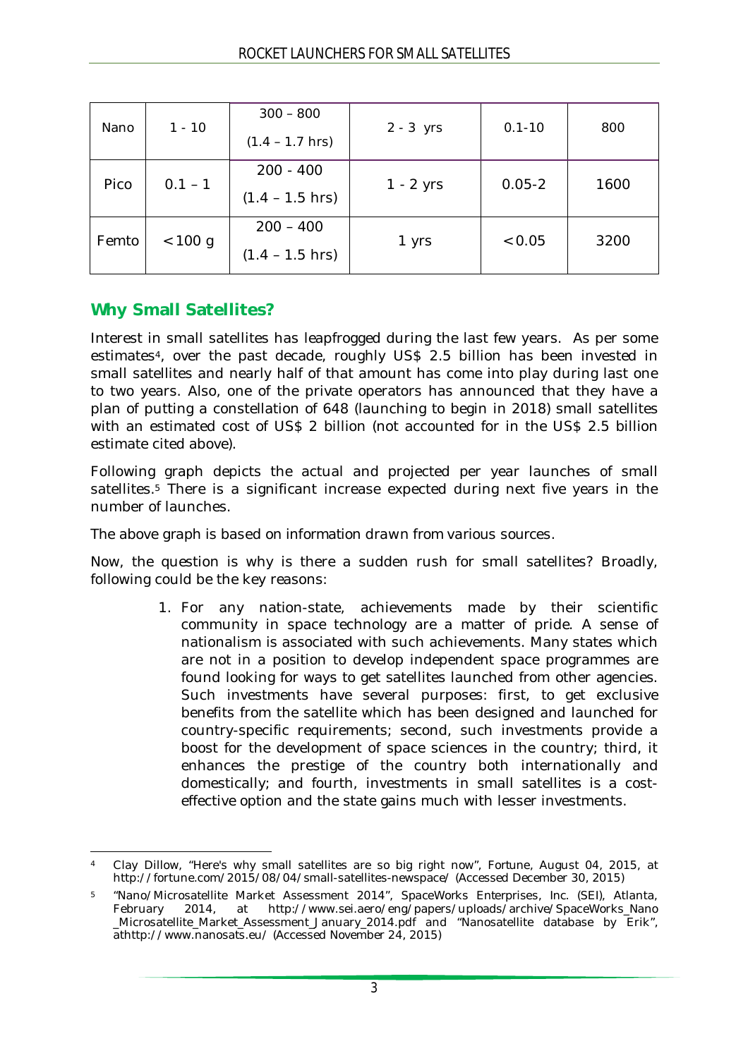| | | | | | |
|---|---|---|---|---|---|
| Nano | 1 - 10 | 300 – 800 (1.4 – 1.7 hrs) | 2 - 3 yrs | 0.1-10 | 800 |
| Pico | 0.1 – 1 | 200 - 400 (1.4 – 1.5 hrs) | 1 - 2 yrs | 0.05-2 | 1600 |
| Femto | < 100 g | 200 – 400 (1.4 – 1.5 hrs) | 1 yrs | < 0.05 | 3200 |

## Why Small Satellites?

Interest in small satellites has leapfrogged during the last few years. As per some estimates[4], over the past decade, roughly US$ 2.5 billion has been invested in small satellites and nearly half of that amount has come into play during last one to two years. Also, one of the private operators has announced that they have a plan of putting a constellation of 648 (launching to begin in 2018) small satellites with an estimated cost of US$ 2 billion (not accounted for in the US$ 2.5 billion estimate cited above).

Following graph depicts the actual and projected per year launches of small satellites.[5] There is a significant increase expected during next five years in the number of launches.

The above graph is based on information drawn from various sources.

Now, the question is why is there a sudden rush for small satellites? Broadly, following could be the key reasons:

1. For any nation-state, achievements made by their scientific community in space technology are a matter of pride. A sense of nationalism is associated with such achievements. Many states which are not in a position to develop independent space programmes are found looking for ways to get satellites launched from other agencies. Such investments have several purposes: first, to get exclusive benefits from the satellite which has been designed and launched for country-specific requirements; second, such investments provide a boost for the development of space sciences in the country; third, it enhances the prestige of the country both internationally and domestically; and fourth, investments in small satellites is a cost-effective option and the state gains much with lesser investments.

---

[4] Clay Dillow, "Here's why small satellites are so big right now", Fortune, August 04, 2015, at http://fortune.com/2015/08/04/small-satellites-newspace/ (Accessed December 30, 2015)

[5] "Nano/Microsatellite Market Assessment 2014", SpaceWorks Enterprises, Inc. (SEI), Atlanta, February 2014, at http://www.sei.aero/eng/papers/uploads/archive/SpaceWorks_Nano_Microsatellite_Market_Assessment_January_2014.pdf and "Nanosatellite database by Erik", athttp://www.nanosats.eu/ (Accessed November 24, 2015)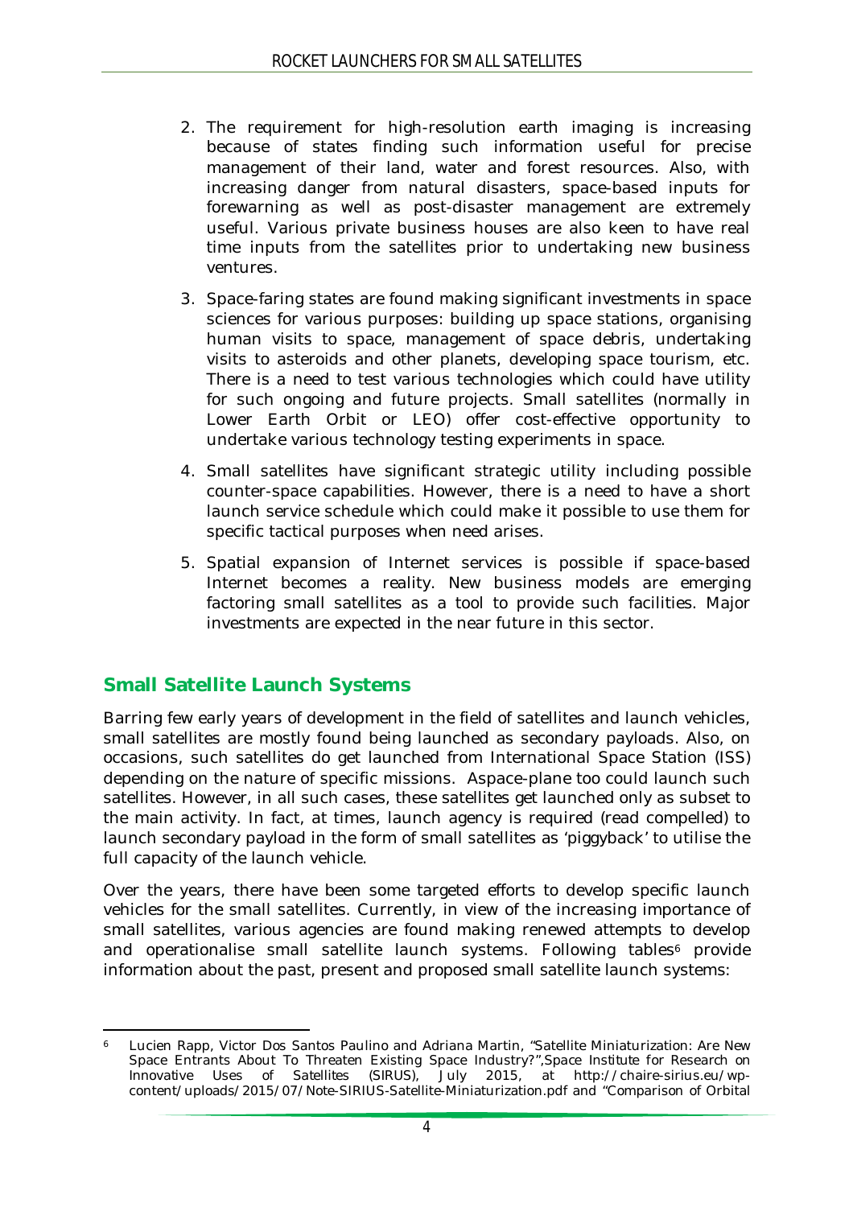2. The requirement for high-resolution earth imaging is increasing because of states finding such information useful for precise management of their land, water and forest resources. Also, with increasing danger from natural disasters, space-based inputs for forewarning as well as post-disaster management are extremely useful. Various private business houses are also keen to have real time inputs from the satellites prior to undertaking new business ventures.

3. Space-faring states are found making significant investments in space sciences for various purposes: building up space stations, organising human visits to space, management of space debris, undertaking visits to asteroids and other planets, developing space tourism, etc. There is a need to test various technologies which could have utility for such ongoing and future projects. Small satellites (normally in Lower Earth Orbit or LEO) offer cost-effective opportunity to undertake various technology testing experiments in space.

4. Small satellites have significant strategic utility including possible counter-space capabilities. However, there is a need to have a short launch service schedule which could make it possible to use them for specific tactical purposes when need arises.

5. Spatial expansion of Internet services is possible if space-based Internet becomes a reality. New business models are emerging factoring small satellites as a tool to provide such facilities. Major investments are expected in the near future in this sector.

## Small Satellite Launch Systems

Barring few early years of development in the field of satellites and launch vehicles, small satellites are mostly found being launched as secondary payloads. Also, on occasions, such satellites do get launched from International Space Station (ISS) depending on the nature of specific missions. Aspace-plane too could launch such satellites. However, in all such cases, these satellites get launched only as subset to the main activity. In fact, at times, launch agency is required (read compelled) to launch secondary payload in the form of small satellites as 'piggyback' to utilise the full capacity of the launch vehicle.

Over the years, there have been some targeted efforts to develop specific launch vehicles for the small satellites. Currently, in view of the increasing importance of small satellites, various agencies are found making renewed attempts to develop and operationalise small satellite launch systems. Following tables[6] provide information about the past, present and proposed small satellite launch systems:

---

[6] Lucien Rapp, Victor Dos Santos Paulino and Adriana Martin, "Satellite Miniaturization: Are New Space Entrants About To Threaten Existing Space Industry?",Space Institute for Research on Innovative Uses of Satellites (SIRUS), July 2015, at http://chaire-sirius.eu/wp-content/uploads/2015/07/Note-SIRIUS-Satellite-Miniaturization.pdf and "Comparison of Orbital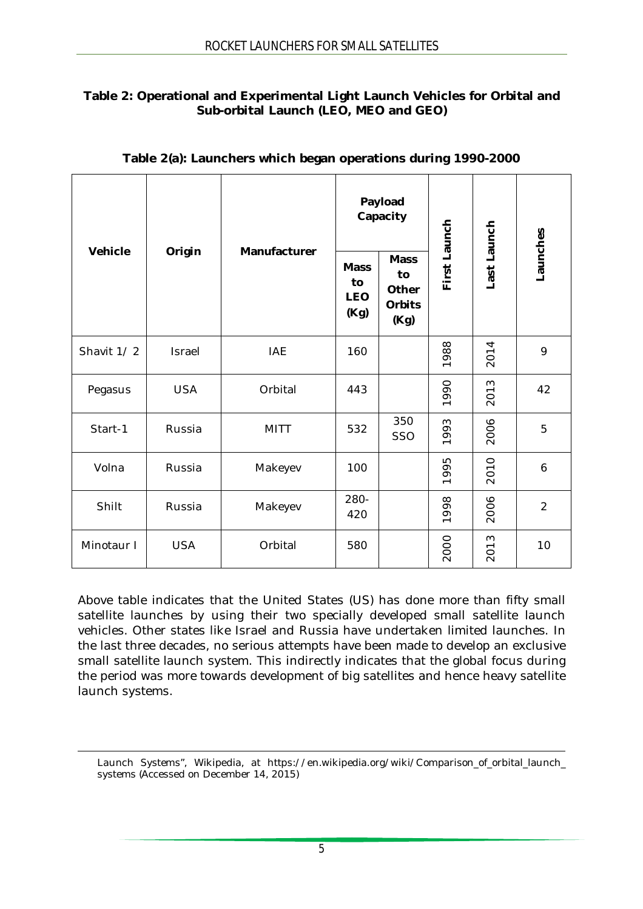**Table 2: Operational and Experimental Light Launch Vehicles for Orbital and Sub-orbital Launch (LEO, MEO and GEO)**

**Table 2(a): Launchers which began operations during 1990-2000**

| Vehicle | Origin | Manufacturer | Payload Capacity | | First Launch | Last Launch | Launches |
|---|---|---|---|---|---|---|---|
| | | | Mass to LEO (Kg) | Mass to Other Orbits (Kg) | | | |
| Shavit 1/ 2 | Israel | IAE | 160 | | 1988 | 2014 | 9 |
| Pegasus | USA | Orbital | 443 | | 1990 | 2013 | 42 |
| Start-1 | Russia | MITT | 532 | 350 SSO | 1993 | 2006 | 5 |
| Volna | Russia | Makeyev | 100 | | 1995 | 2010 | 6 |
| Shilt | Russia | Makeyev | 280-420 | | 1998 | 2006 | 2 |
| Minotaur I | USA | Orbital | 580 | | 2000 | 2013 | 10 |

Above table indicates that the United States (US) has done more than fifty small satellite launches by using their two specially developed small satellite launch vehicles. Other states like Israel and Russia have undertaken limited launches. In the last three decades, no serious attempts have been made to develop an exclusive small satellite launch system. This indirectly indicates that the global focus during the period was more towards development of big satellites and hence heavy satellite launch systems.

---

Launch Systems", Wikipedia, at https://en.wikipedia.org/wiki/Comparison_of_orbital_launch_systems (Accessed on December 14, 2015)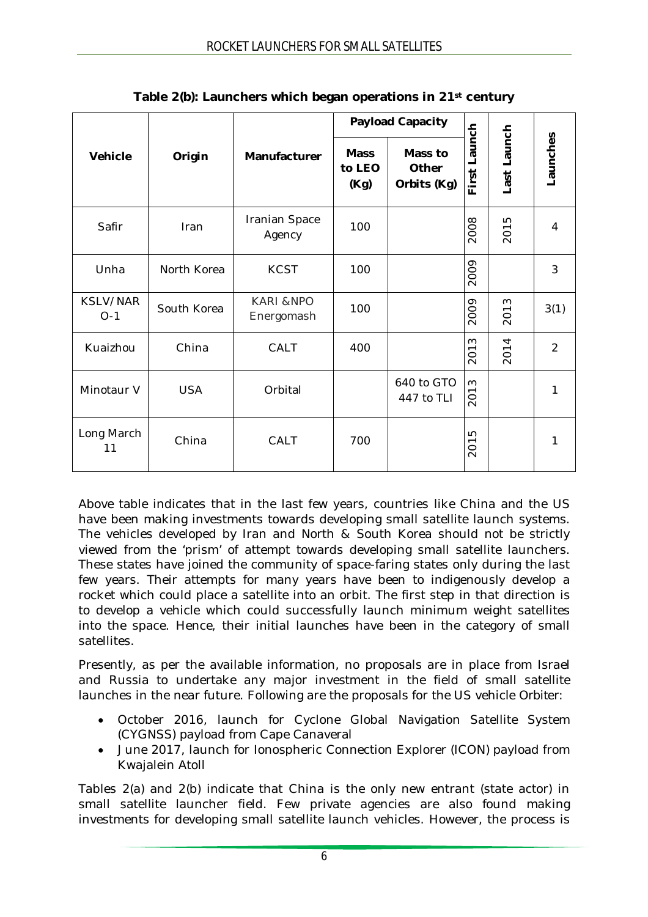**Table 2(b): Launchers which began operations in 21st century**

| Vehicle | Origin | Manufacturer | Payload Capacity | | First Launch | Last Launch | Launches |
|---|---|---|---|---|---|---|---|
| | | | Mass to LEO (Kg) | Mass to Other Orbits (Kg) | | | |
| Safir | Iran | Iranian Space Agency | 100 | | 2008 | 2015 | 4 |
| Unha | North Korea | KCST | 100 | | 2009 | | 3 |
| KSLV/NARO-1 | South Korea | KARI &NPO Energomash | 100 | | 2009 | 2013 | 3(1) |
| Kuaizhou | China | CALT | 400 | | 2013 | 2014 | 2 |
| Minotaur V | USA | Orbital | | 640 to GTO 447 to TLI | 2013 | | 1 |
| Long March 11 | China | CALT | 700 | | 2015 | | 1 |

Above table indicates that in the last few years, countries like China and the US have been making investments towards developing small satellite launch systems. The vehicles developed by Iran and North & South Korea should not be strictly viewed from the 'prism' of attempt towards developing small satellite launchers. These states have joined the community of space-faring states only during the last few years. Their attempts for many years have been to indigenously develop a rocket which could place a satellite into an orbit. The first step in that direction is to develop a vehicle which could successfully launch minimum weight satellites into the space. Hence, their initial launches have been in the category of small satellites.

Presently, as per the available information, no proposals are in place from Israel and Russia to undertake any major investment in the field of small satellite launches in the near future. Following are the proposals for the US vehicle Orbiter:

- October 2016, launch for Cyclone Global Navigation Satellite System (CYGNSS) payload from Cape Canaveral
- June 2017, launch for Ionospheric Connection Explorer (ICON) payload from Kwajalein Atoll

Tables 2(a) and 2(b) indicate that China is the only new entrant (state actor) in small satellite launcher field. Few private agencies are also found making investments for developing small satellite launch vehicles. However, the process is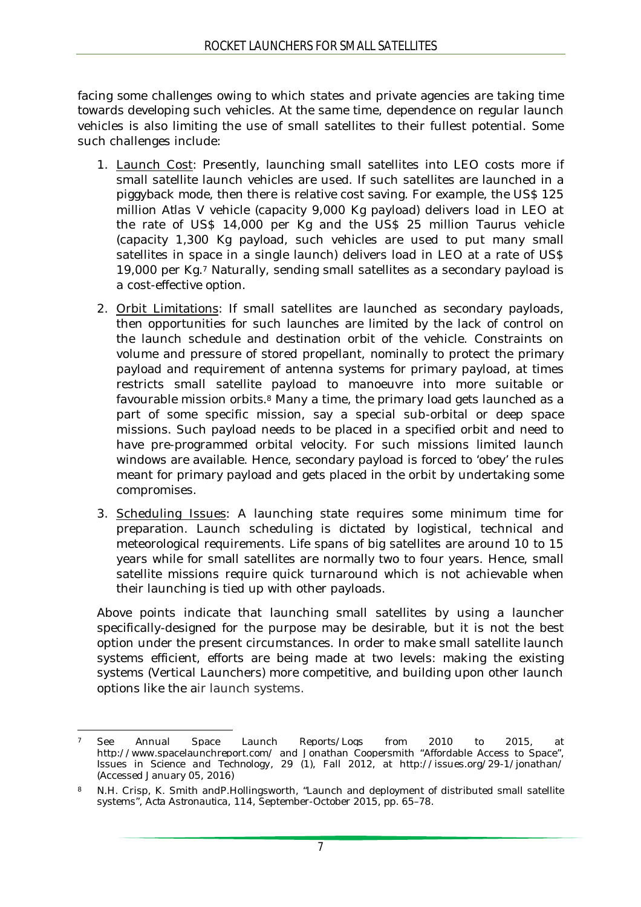facing some challenges owing to which states and private agencies are taking time towards developing such vehicles. At the same time, dependence on regular launch vehicles is also limiting the use of small satellites to their fullest potential. Some such challenges include:

1. Launch Cost: Presently, launching small satellites into LEO costs more if small satellite launch vehicles are used. If such satellites are launched in a piggyback mode, then there is relative cost saving. For example, the US$ 125 million Atlas V vehicle (capacity 9,000 Kg payload) delivers load in LEO at the rate of US$ 14,000 per Kg and the US$ 25 million Taurus vehicle (capacity 1,300 Kg payload, such vehicles are used to put many small satellites in space in a single launch) delivers load in LEO at a rate of US$ 19,000 per Kg.[7] Naturally, sending small satellites as a secondary payload is a cost-effective option.

2. Orbit Limitations: If small satellites are launched as secondary payloads, then opportunities for such launches are limited by the lack of control on the launch schedule and destination orbit of the vehicle. Constraints on volume and pressure of stored propellant, nominally to protect the primary payload and requirement of antenna systems for primary payload, at times restricts small satellite payload to manoeuvre into more suitable or favourable mission orbits.[8] Many a time, the primary load gets launched as a part of some specific mission, say a special sub-orbital or deep space missions. Such payload needs to be placed in a specified orbit and need to have pre-programmed orbital velocity. For such missions limited launch windows are available. Hence, secondary payload is forced to 'obey' the rules meant for primary payload and gets placed in the orbit by undertaking some compromises.

3. Scheduling Issues: A launching state requires some minimum time for preparation. Launch scheduling is dictated by logistical, technical and meteorological requirements. Life spans of big satellites are around 10 to 15 years while for small satellites are normally two to four years. Hence, small satellite missions require quick turnaround which is not achievable when their launching is tied up with other payloads.

Above points indicate that launching small satellites by using a launcher specifically-designed for the purpose may be desirable, but it is not the best option under the present circumstances. In order to make small satellite launch systems efficient, efforts are being made at two levels: making the existing systems (Vertical Launchers) more competitive, and building upon other launch options like the air launch systems.

---

[7] See Annual Space Launch Reports/Logs from 2010 to 2015, at http://www.spacelaunchreport.com/ and Jonathan Coopersmith "Affordable Access to Space", Issues in Science and Technology, 29 (1), Fall 2012, at http://issues.org/29-1/jonathan/ (Accessed January 05, 2016)

[8] N.H. Crisp, K. Smith andP.Hollingsworth, "Launch and deployment of distributed small satellite systems", Acta Astronautica, 114, September-October 2015, pp. 65–78.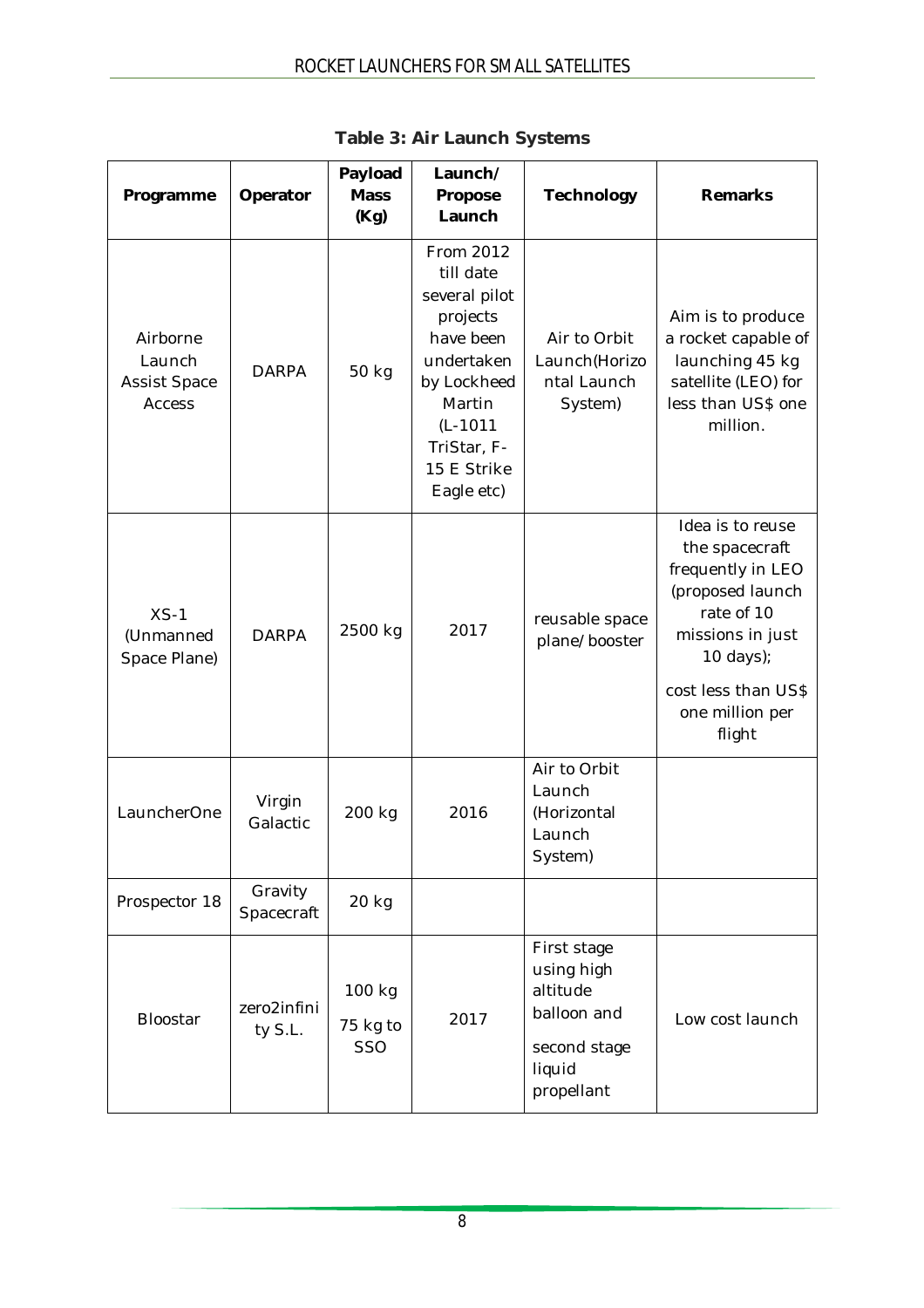**Table 3: Air Launch Systems**

| Programme | Operator | Payload Mass (Kg) | Launch/ Propose Launch | Technology | Remarks |
| --- | --- | --- | --- | --- | --- |
| Airborne Launch Assist Space Access | DARPA | 50 kg | From 2012 till date several pilot projects have been undertaken by Lockheed Martin (L-1011 TriStar, F-15 E Strike Eagle etc) | Air to Orbit Launch(Horizontal Launch System) | Aim is to produce a rocket capable of launching 45 kg satellite (LEO) for less than US$ one million. |
| XS-1 (Unmanned Space Plane) | DARPA | 2500 kg | 2017 | reusable space plane/booster | Idea is to reuse the spacecraft frequently in LEO (proposed launch rate of 10 missions in just 10 days); cost less than US$ one million per flight |
| LauncherOne | Virgin Galactic | 200 kg | 2016 | Air to Orbit Launch (Horizontal Launch System) | |
| Prospector 18 | Gravity Spacecraft | 20 kg | | | |
| Bloostar | zero2infinity S.L. | 100 kg 75 kg to SSO | 2017 | First stage using high altitude balloon and second stage liquid propellant | Low cost launch |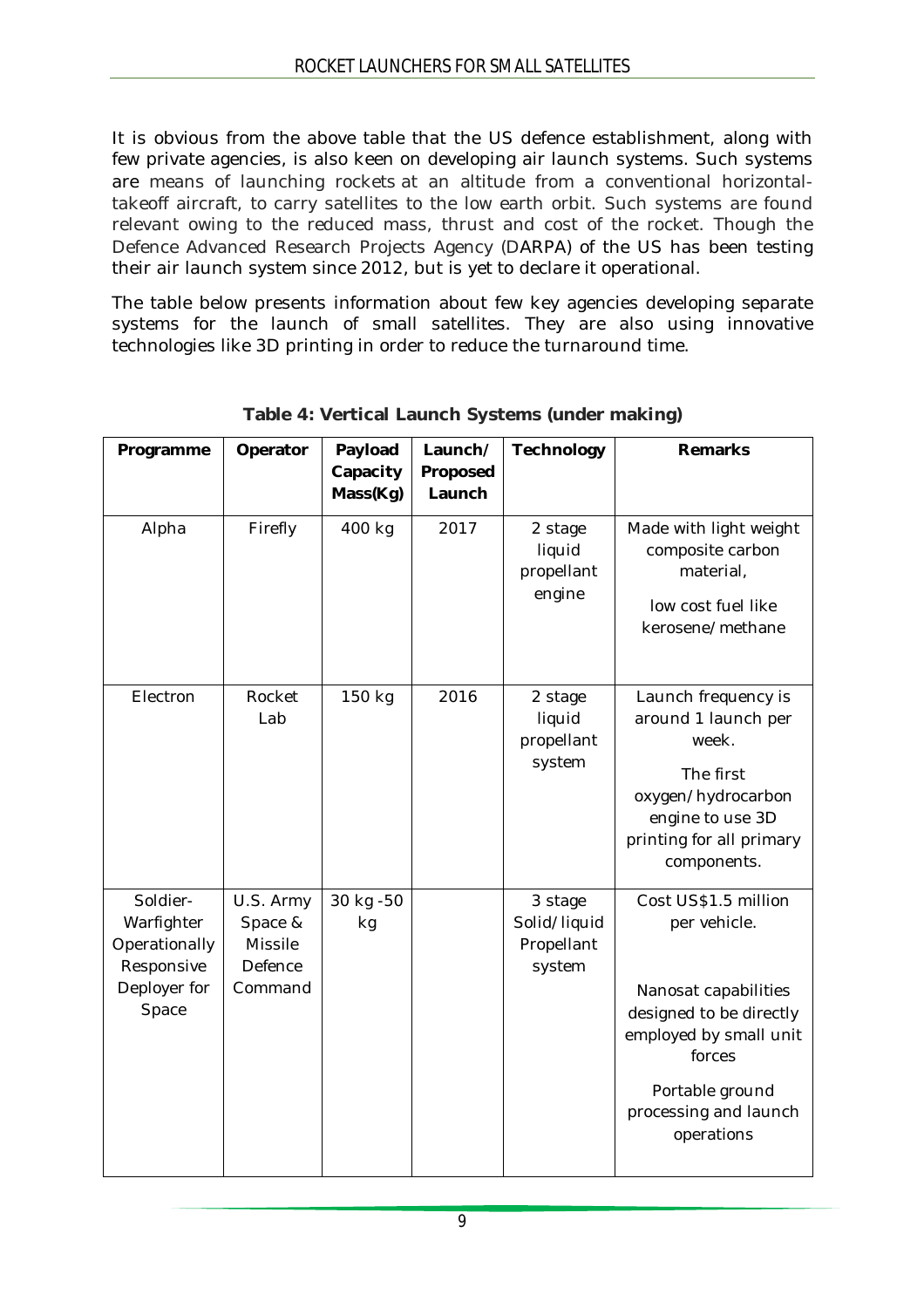It is obvious from the above table that the US defence establishment, along with few private agencies, is also keen on developing air launch systems. Such systems are means of launching rockets at an altitude from a conventional horizontal-takeoff aircraft, to carry satellites to the low earth orbit. Such systems are found relevant owing to the reduced mass, thrust and cost of the rocket. Though the Defence Advanced Research Projects Agency (DARPA) of the US has been testing their air launch system since 2012, but is yet to declare it operational.

The table below presents information about few key agencies developing separate systems for the launch of small satellites. They are also using innovative technologies like 3D printing in order to reduce the turnaround time.

**Table 4: Vertical Launch Systems (under making)**

| Programme | Operator | Payload Capacity Mass(Kg) | Launch/ Proposed Launch | Technology | Remarks |
|---|---|---|---|---|---|
| Alpha | Firefly | 400 kg | 2017 | 2 stage liquid propellant engine | Made with light weight composite carbon material, low cost fuel like kerosene/methane |
| Electron | Rocket Lab | 150 kg | 2016 | 2 stage liquid propellant system | Launch frequency is around 1 launch per week. The first oxygen/hydrocarbon engine to use 3D printing for all primary components. |
| Soldier-Warfighter Operationally Responsive Deployer for Space | U.S. Army Space & Missile Defence Command | 30 kg -50 kg | | 3 stage Solid/liquid Propellant system | Cost US$1.5 million per vehicle. Nanosat capabilities designed to be directly employed by small unit forces Portable ground processing and launch operations |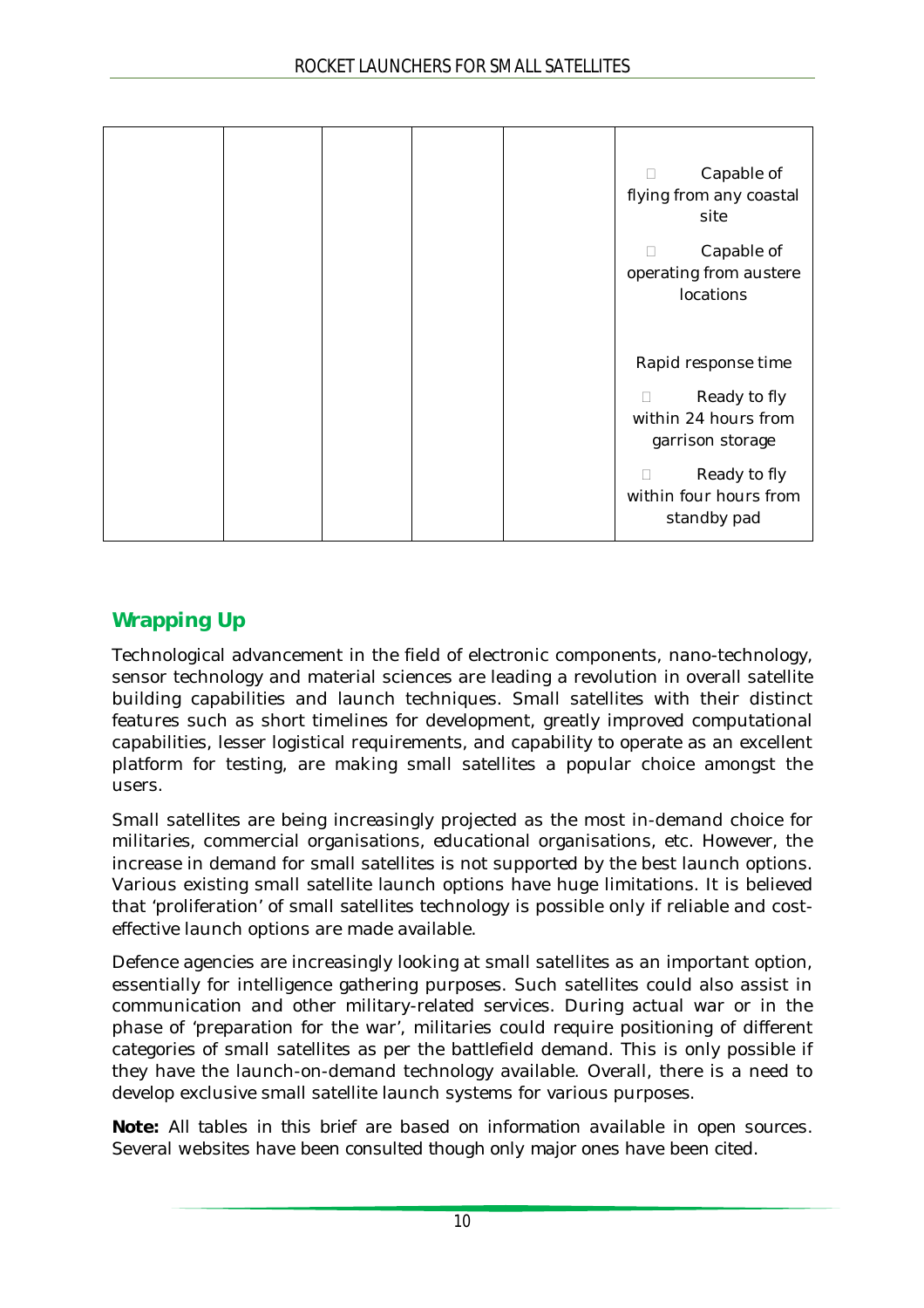|  |  |  |  |  | Capable of flying from any coastal site<br><br>Capable of operating from austere locations<br><br>Rapid response time<br><br>Ready to fly within 24 hours from garrison storage<br><br>Ready to fly within four hours from standby pad |
|---|---|---|---|---|---|

## Wrapping Up

Technological advancement in the field of electronic components, nano-technology, sensor technology and material sciences are leading a revolution in overall satellite building capabilities and launch techniques. Small satellites with their distinct features such as short timelines for development, greatly improved computational capabilities, lesser logistical requirements, and capability to operate as an excellent platform for testing, are making small satellites a popular choice amongst the users.

Small satellites are being increasingly projected as the most in-demand choice for militaries, commercial organisations, educational organisations, etc. However, the increase in demand for small satellites is not supported by the best launch options. Various existing small satellite launch options have huge limitations. It is believed that 'proliferation' of small satellites technology is possible only if reliable and cost-effective launch options are made available.

Defence agencies are increasingly looking at small satellites as an important option, essentially for intelligence gathering purposes. Such satellites could also assist in communication and other military-related services. During actual war or in the phase of 'preparation for the war', militaries could require positioning of different categories of small satellites as per the battlefield demand. This is only possible if they have the launch-on-demand technology available. Overall, there is a need to develop exclusive small satellite launch systems for various purposes.

**Note:** All tables in this brief are based on information available in open sources. Several websites have been consulted though only major ones have been cited.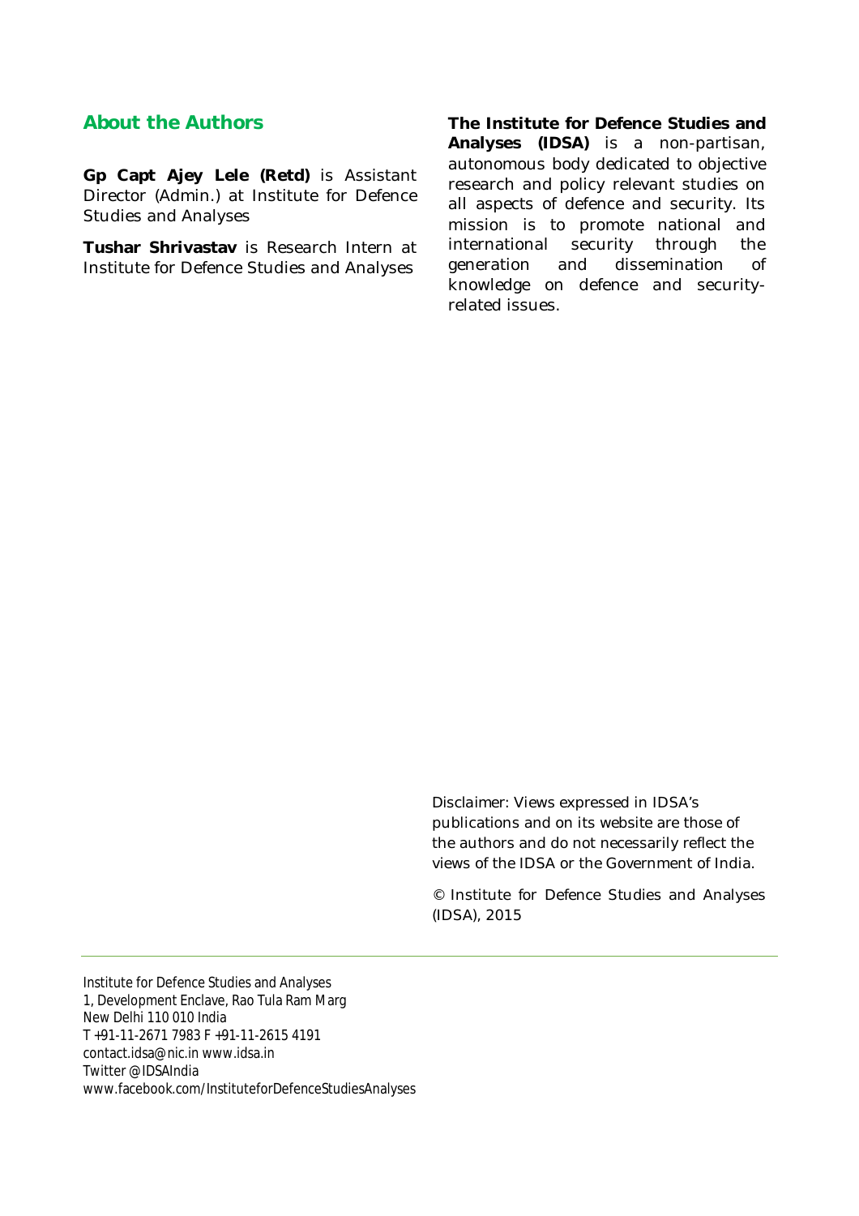## About the Authors

**Gp Capt Ajey Lele (Retd)** is Assistant Director (Admin.) at Institute for Defence Studies and Analyses

**Tushar Shrivastav** is Research Intern at Institute for Defence Studies and Analyses

**The Institute for Defence Studies and Analyses (IDSA)** is a non-partisan, autonomous body dedicated to objective research and policy relevant studies on all aspects of defence and security. Its mission is to promote national and international security through the generation and dissemination of knowledge on defence and security-related issues.

Disclaimer: Views expressed in IDSA's publications and on its website are those of the authors and do not necessarily reflect the views of the IDSA or the Government of India.

© Institute for Defence Studies and Analyses (IDSA), 2015

Institute for Defence Studies and Analyses
1, Development Enclave, Rao Tula Ram Marg
New Delhi 110 010 India
T +91-11-2671 7983 F +91-11-2615 4191
contact.idsa@nic.in www.idsa.in
Twitter @IDSAIndia
www.facebook.com/InstituteforDefenceStudiesAnalyses